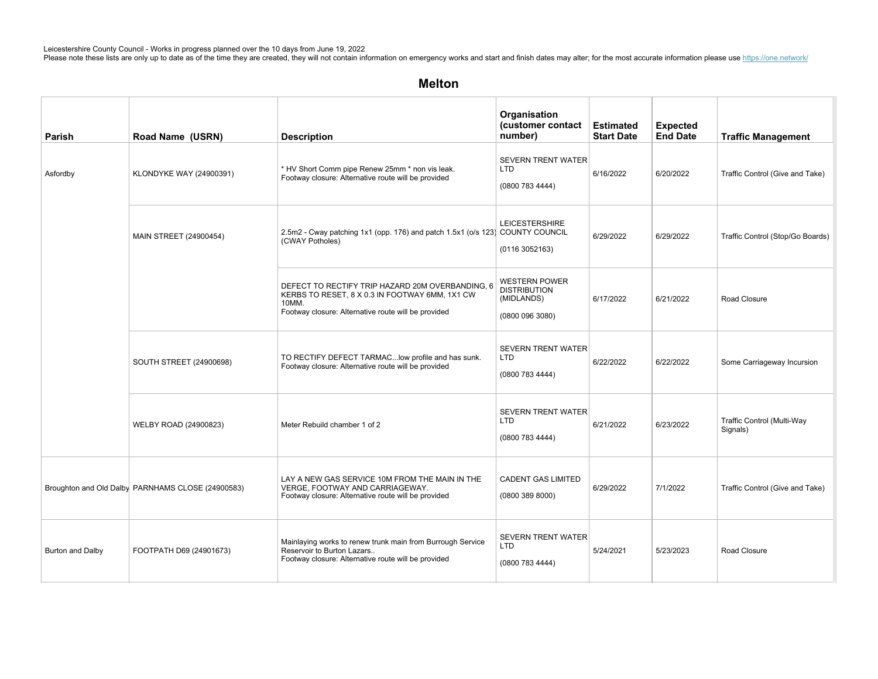Leicestershire County Council - Works in progress planned over the 10 days from June 19, 2022
Please note these lists are only up to date as of the time they are created, they will not contain information on emergency works and start and finish dates may alter; for the most accurate information please use https://one.network/

## Melton

| Parish | Road Name (USRN) | Description | Organisation (customer contact number) | Estimated Start Date | Expected End Date | Traffic Management |
|---|---|---|---|---|---|---|
| Asfordby | KLONDYKE WAY (24900391) | * HV Short Comm pipe Renew 25mm * non vis leak.<br>Footway closure: Alternative route will be provided | SEVERN TRENT WATER LTD<br>(0800 783 4444) | 6/16/2022 | 6/20/2022 | Traffic Control (Give and Take) |
| | MAIN STREET (24900454) | 2.5m2 - Cway patching 1x1 (opp. 176) and patch 1.5x1 (o/s 123) (CWAY Potholes) | LEICESTERSHIRE COUNTY COUNCIL<br>(0116 3052163) | 6/29/2022 | 6/29/2022 | Traffic Control (Stop/Go Boards) |
| | | DEFECT TO RECTIFY TRIP HAZARD 20M OVERBANDING, 6 KERBS TO RESET, 8 X 0.3 IN FOOTWAY 6MM, 1X1 CW 10MM.<br>Footway closure: Alternative route will be provided | WESTERN POWER DISTRIBUTION (MIDLANDS)<br>(0800 096 3080) | 6/17/2022 | 6/21/2022 | Road Closure |
| | SOUTH STREET (24900698) | TO RECTIFY DEFECT TARMAC...low profile and has sunk.<br>Footway closure: Alternative route will be provided | SEVERN TRENT WATER LTD<br>(0800 783 4444) | 6/22/2022 | 6/22/2022 | Some Carriageway Incursion |
| | WELBY ROAD (24900823) | Meter Rebuild chamber 1 of 2 | SEVERN TRENT WATER LTD<br>(0800 783 4444) | 6/21/2022 | 6/23/2022 | Traffic Control (Multi-Way Signals) |
| Broughton and Old Dalby | PARNHAMS CLOSE (24900583) | LAY A NEW GAS SERVICE 10M FROM THE MAIN IN THE VERGE, FOOTWAY AND CARRIAGEWAY.<br>Footway closure: Alternative route will be provided | CADENT GAS LIMITED<br>(0800 389 8000) | 6/29/2022 | 7/1/2022 | Traffic Control (Give and Take) |
| Burton and Dalby | FOOTPATH D69 (24901673) | Mainlaying works to renew trunk main from Burrough Service Reservoir to Burton Lazars..<br>Footway closure: Alternative route will be provided | SEVERN TRENT WATER LTD<br>(0800 783 4444) | 5/24/2021 | 5/23/2023 | Road Closure |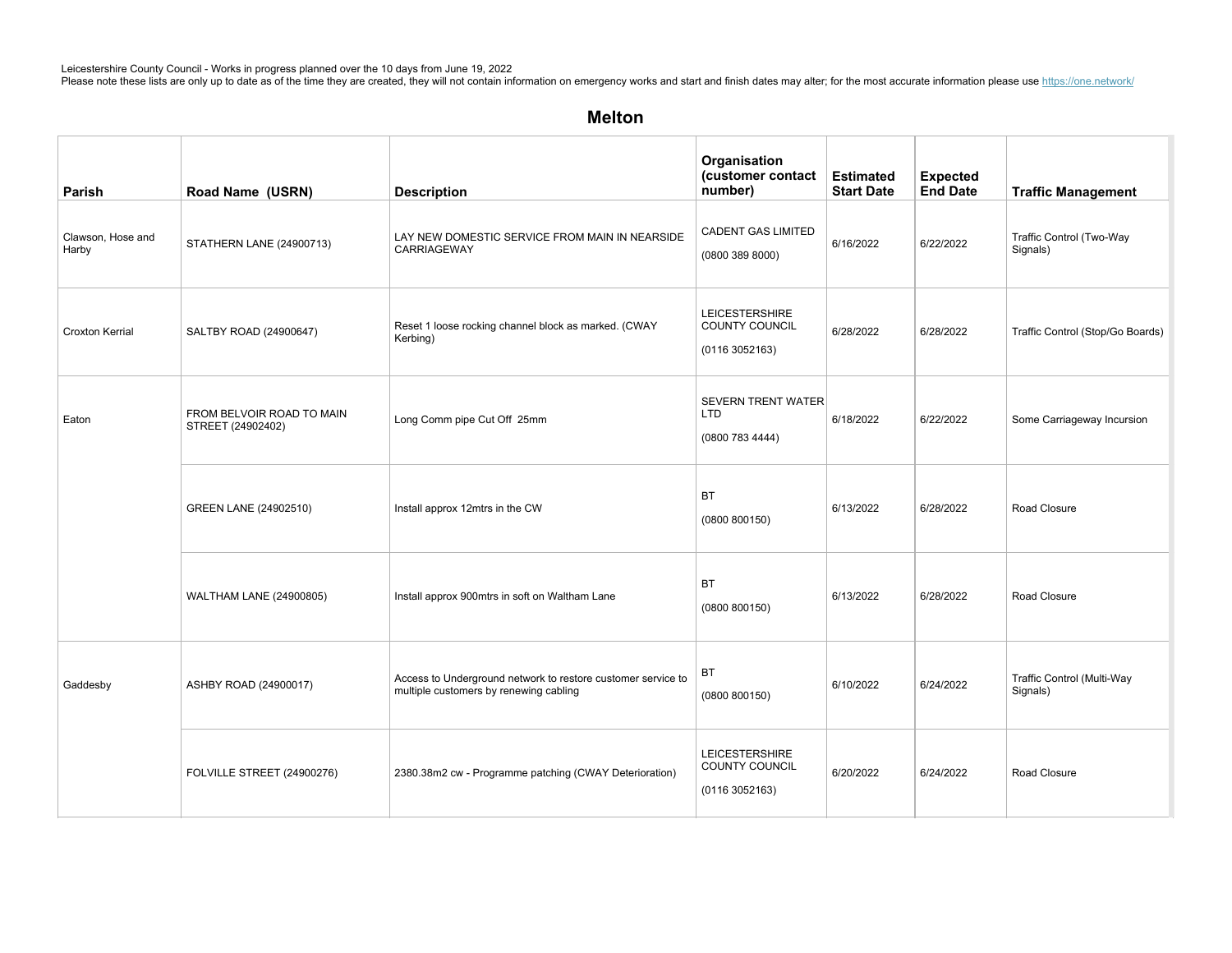Leicestershire County Council - Works in progress planned over the 10 days from June 19, 2022
Please note these lists are only up to date as of the time they are created, they will not contain information on emergency works and start and finish dates may alter; for the most accurate information please use https://one.network/

## Melton

| Parish | Road Name (USRN) | Description | Organisation (customer contact number) | Estimated Start Date | Expected End Date | Traffic Management |
|---|---|---|---|---|---|---|
| Clawson, Hose and Harby | STATHERN LANE (24900713) | LAY NEW DOMESTIC SERVICE FROM MAIN IN NEARSIDE CARRIAGEWAY | CADENT GAS LIMITED (0800 389 8000) | 6/16/2022 | 6/22/2022 | Traffic Control (Two-Way Signals) |
| Croxton Kerrial | SALTBY ROAD (24900647) | Reset 1 loose rocking channel block as marked. (CWAY Kerbing) | LEICESTERSHIRE COUNTY COUNCIL (0116 3052163) | 6/28/2022 | 6/28/2022 | Traffic Control (Stop/Go Boards) |
| Eaton | FROM BELVOIR ROAD TO MAIN STREET (24902402) | Long Comm pipe Cut Off 25mm | SEVERN TRENT WATER LTD (0800 783 4444) | 6/18/2022 | 6/22/2022 | Some Carriageway Incursion |
| | GREEN LANE (24902510) | Install approx 12mtrs in the CW | BT (0800 800150) | 6/13/2022 | 6/28/2022 | Road Closure |
| | WALTHAM LANE (24900805) | Install approx 900mtrs in soft on Waltham Lane | BT (0800 800150) | 6/13/2022 | 6/28/2022 | Road Closure |
| Gaddesby | ASHBY ROAD (24900017) | Access to Underground network to restore customer service to multiple customers by renewing cabling | BT (0800 800150) | 6/10/2022 | 6/24/2022 | Traffic Control (Multi-Way Signals) |
| | FOLVILLE STREET (24900276) | 2380.38m2 cw - Programme patching (CWAY Deterioration) | LEICESTERSHIRE COUNTY COUNCIL (0116 3052163) | 6/20/2022 | 6/24/2022 | Road Closure |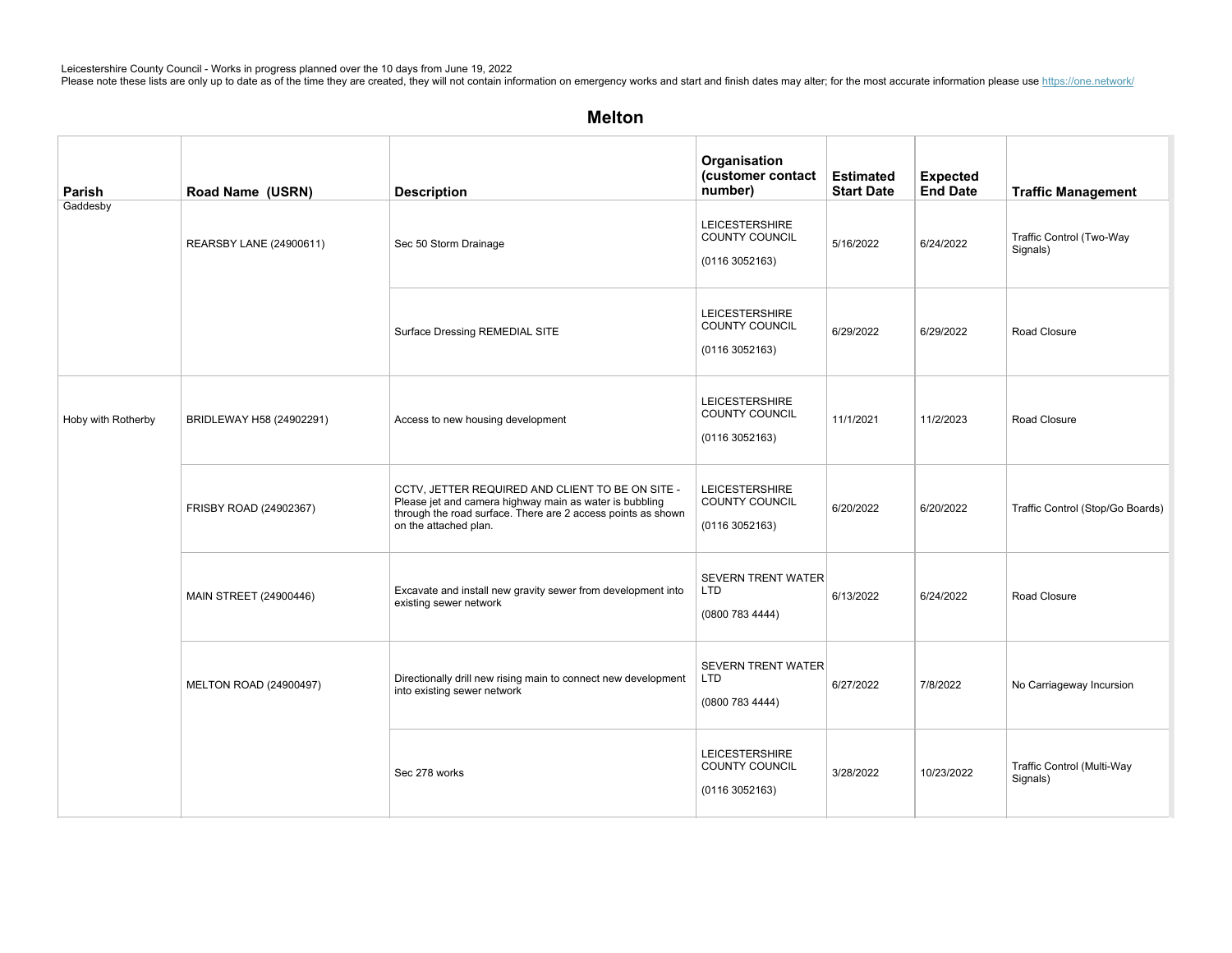Leicestershire County Council - Works in progress planned over the 10 days from June 19, 2022
Please note these lists are only up to date as of the time they are created, they will not contain information on emergency works and start and finish dates may alter; for the most accurate information please use https://one.network/

## Melton

| Parish | Road Name (USRN) | Description | Organisation (customer contact number) | Estimated Start Date | Expected End Date | Traffic Management |
|---|---|---|---|---|---|---|
| Gaddesby | REARSBY LANE (24900611) | Sec 50 Storm Drainage | LEICESTERSHIRE COUNTY COUNCIL (0116 3052163) | 5/16/2022 | 6/24/2022 | Traffic Control (Two-Way Signals) |
| | | Surface Dressing REMEDIAL SITE | LEICESTERSHIRE COUNTY COUNCIL (0116 3052163) | 6/29/2022 | 6/29/2022 | Road Closure |
| Hoby with Rotherby | BRIDLEWAY H58 (24902291) | Access to new housing development | LEICESTERSHIRE COUNTY COUNCIL (0116 3052163) | 11/1/2021 | 11/2/2023 | Road Closure |
| | FRISBY ROAD (24902367) | CCTV, JETTER REQUIRED AND CLIENT TO BE ON SITE - Please jet and camera highway main as water is bubbling through the road surface. There are 2 access points as shown on the attached plan. | LEICESTERSHIRE COUNTY COUNCIL (0116 3052163) | 6/20/2022 | 6/20/2022 | Traffic Control (Stop/Go Boards) |
| | MAIN STREET (24900446) | Excavate and install new gravity sewer from development into existing sewer network | SEVERN TRENT WATER LTD (0800 783 4444) | 6/13/2022 | 6/24/2022 | Road Closure |
| | MELTON ROAD (24900497) | Directionally drill new rising main to connect new development into existing sewer network | SEVERN TRENT WATER LTD (0800 783 4444) | 6/27/2022 | 7/8/2022 | No Carriageway Incursion |
| | | Sec 278 works | LEICESTERSHIRE COUNTY COUNCIL (0116 3052163) | 3/28/2022 | 10/23/2022 | Traffic Control (Multi-Way Signals) |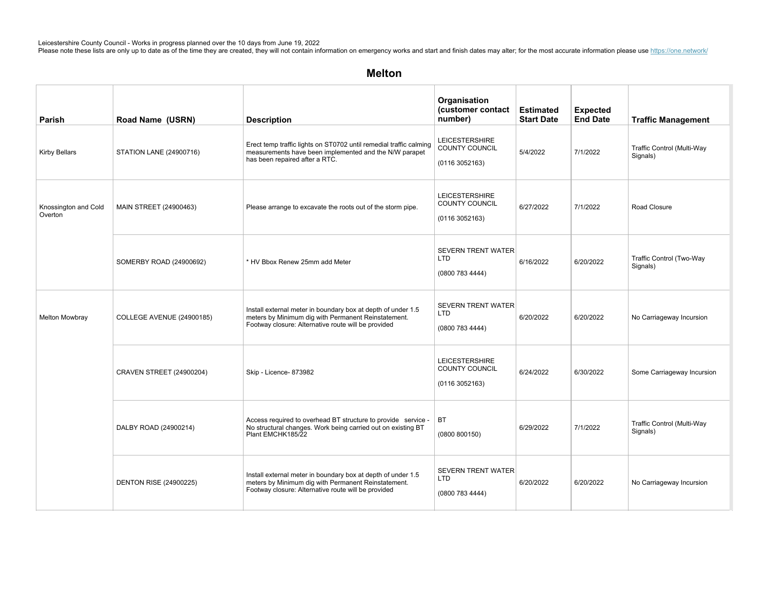Leicestershire County Council - Works in progress planned over the 10 days from June 19, 2022
Please note these lists are only up to date as of the time they are created, they will not contain information on emergency works and start and finish dates may alter; for the most accurate information please use https://one.network/

## Melton

| Parish | Road Name (USRN) | Description | Organisation (customer contact number) | Estimated Start Date | Expected End Date | Traffic Management |
|---|---|---|---|---|---|---|
| Kirby Bellars | STATION LANE (24900716) | Erect temp traffic lights on ST0702 until remedial traffic calming measurements have been implemented and the N/W parapet has been repaired after a RTC. | LEICESTERSHIRE COUNTY COUNCIL (0116 3052163) | 5/4/2022 | 7/1/2022 | Traffic Control (Multi-Way Signals) |
| Knossington and Cold Overton | MAIN STREET (24900463) | Please arrange to excavate the roots out of the storm pipe. | LEICESTERSHIRE COUNTY COUNCIL (0116 3052163) | 6/27/2022 | 7/1/2022 | Road Closure |
| | SOMERBY ROAD (24900692) | * HV Bbox Renew 25mm add Meter | SEVERN TRENT WATER LTD (0800 783 4444) | 6/16/2022 | 6/20/2022 | Traffic Control (Two-Way Signals) |
| Melton Mowbray | COLLEGE AVENUE (24900185) | Install external meter in boundary box at depth of under 1.5 meters by Minimum dig with Permanent Reinstatement. Footway closure: Alternative route will be provided | SEVERN TRENT WATER LTD (0800 783 4444) | 6/20/2022 | 6/20/2022 | No Carriageway Incursion |
| | CRAVEN STREET (24900204) | Skip - Licence- 873982 | LEICESTERSHIRE COUNTY COUNCIL (0116 3052163) | 6/24/2022 | 6/30/2022 | Some Carriageway Incursion |
| | DALBY ROAD (24900214) | Access required to overhead BT structure to provide service - No structural changes. Work being carried out on existing BT Plant EMCHK185/22 | BT (0800 800150) | 6/29/2022 | 7/1/2022 | Traffic Control (Multi-Way Signals) |
| | DENTON RISE (24900225) | Install external meter in boundary box at depth of under 1.5 meters by Minimum dig with Permanent Reinstatement. Footway closure: Alternative route will be provided | SEVERN TRENT WATER LTD (0800 783 4444) | 6/20/2022 | 6/20/2022 | No Carriageway Incursion |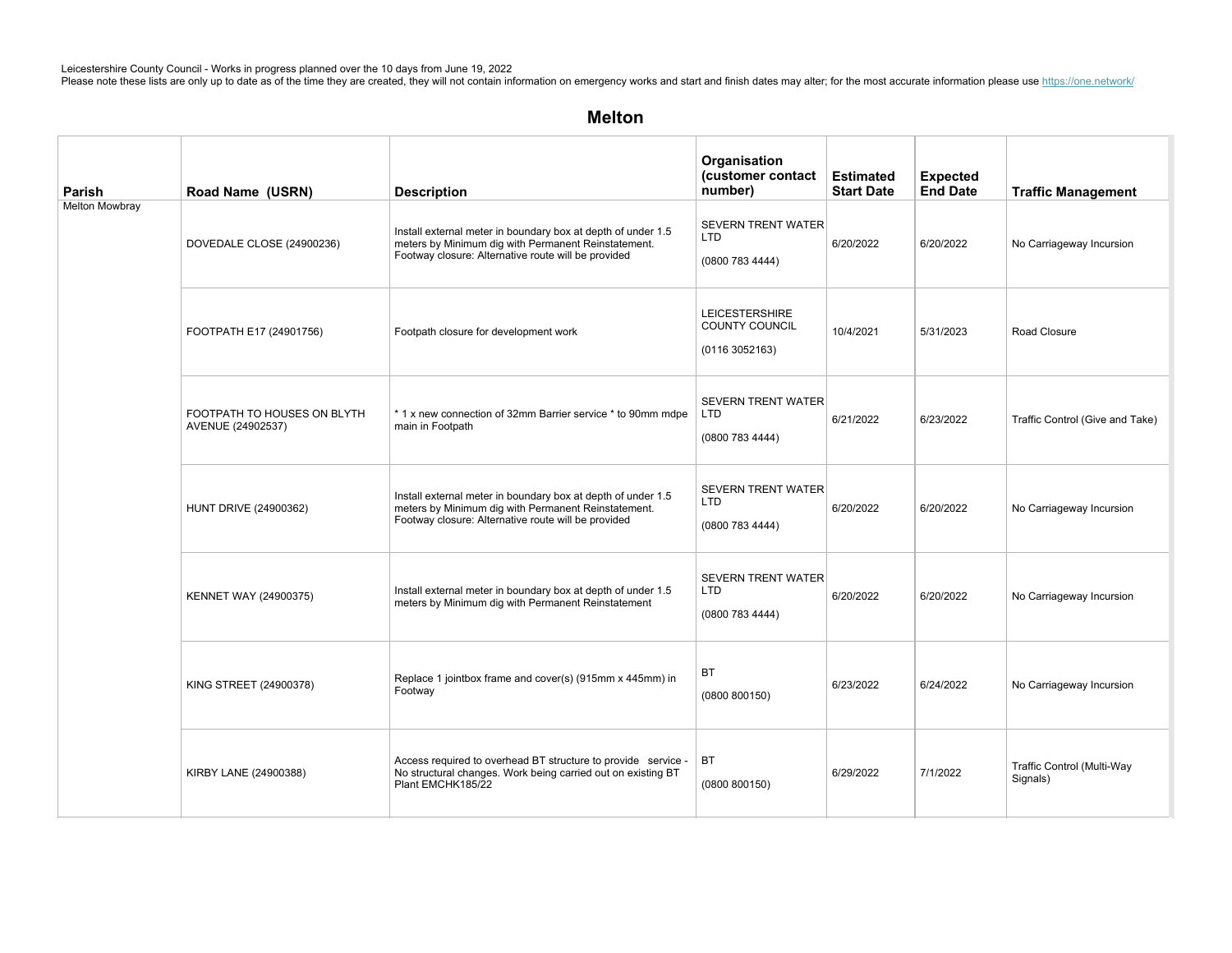Leicestershire County Council - Works in progress planned over the 10 days from June 19, 2022
Please note these lists are only up to date as of the time they are created, they will not contain information on emergency works and start and finish dates may alter; for the most accurate information please use https://one.network/

## Melton

| Parish | Road Name (USRN) | Description | Organisation (customer contact number) | Estimated Start Date | Expected End Date | Traffic Management |
|---|---|---|---|---|---|---|
| Melton Mowbray | DOVEDALE CLOSE (24900236) | Install external meter in boundary box at depth of under 1.5 meters by Minimum dig with Permanent Reinstatement. Footway closure: Alternative route will be provided | SEVERN TRENT WATER LTD (0800 783 4444) | 6/20/2022 | 6/20/2022 | No Carriageway Incursion |
| | FOOTPATH E17 (24901756) | Footpath closure for development work | LEICESTERSHIRE COUNTY COUNCIL (0116 3052163) | 10/4/2021 | 5/31/2023 | Road Closure |
| | FOOTPATH TO HOUSES ON BLYTH AVENUE (24902537) | * 1 x new connection of 32mm Barrier service * to 90mm mdpe main in Footpath | SEVERN TRENT WATER LTD (0800 783 4444) | 6/21/2022 | 6/23/2022 | Traffic Control (Give and Take) |
| | HUNT DRIVE (24900362) | Install external meter in boundary box at depth of under 1.5 meters by Minimum dig with Permanent Reinstatement. Footway closure: Alternative route will be provided | SEVERN TRENT WATER LTD (0800 783 4444) | 6/20/2022 | 6/20/2022 | No Carriageway Incursion |
| | KENNET WAY (24900375) | Install external meter in boundary box at depth of under 1.5 meters by Minimum dig with Permanent Reinstatement | SEVERN TRENT WATER LTD (0800 783 4444) | 6/20/2022 | 6/20/2022 | No Carriageway Incursion |
| | KING STREET (24900378) | Replace 1 jointbox frame and cover(s) (915mm x 445mm) in Footway | BT (0800 800150) | 6/23/2022 | 6/24/2022 | No Carriageway Incursion |
| | KIRBY LANE (24900388) | Access required to overhead BT structure to provide service - No structural changes. Work being carried out on existing BT Plant EMCHK185/22 | BT (0800 800150) | 6/29/2022 | 7/1/2022 | Traffic Control (Multi-Way Signals) |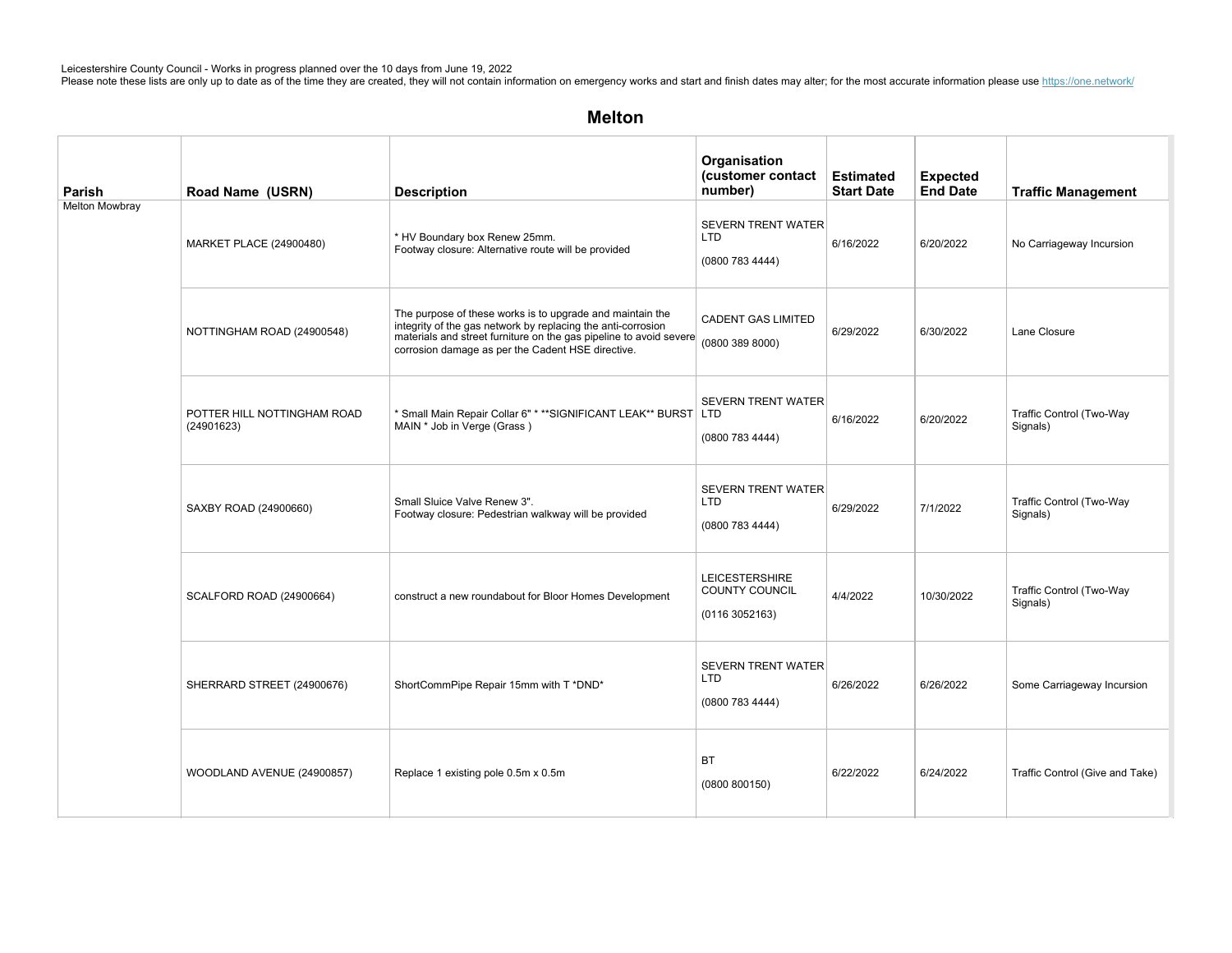Leicestershire County Council - Works in progress planned over the 10 days from June 19, 2022
Please note these lists are only up to date as of the time they are created, they will not contain information on emergency works and start and finish dates may alter; for the most accurate information please use https://one.network/

## Melton

| Parish | Road Name (USRN) | Description | Organisation (customer contact number) | Estimated Start Date | Expected End Date | Traffic Management |
|---|---|---|---|---|---|---|
| Melton Mowbray | MARKET PLACE (24900480) | * HV Boundary box Renew 25mm.<br>Footway closure: Alternative route will be provided | SEVERN TRENT WATER LTD<br>(0800 783 4444) | 6/16/2022 | 6/20/2022 | No Carriageway Incursion |
| | NOTTINGHAM ROAD (24900548) | The purpose of these works is to upgrade and maintain the integrity of the gas network by replacing the anti-corrosion materials and street furniture on the gas pipeline to avoid severe corrosion damage as per the Cadent HSE directive. | CADENT GAS LIMITED<br>(0800 389 8000) | 6/29/2022 | 6/30/2022 | Lane Closure |
| | POTTER HILL NOTTINGHAM ROAD (24901623) | * Small Main Repair Collar 6" * **SIGNIFICANT LEAK** BURST MAIN * Job in Verge (Grass ) | SEVERN TRENT WATER LTD<br>(0800 783 4444) | 6/16/2022 | 6/20/2022 | Traffic Control (Two-Way Signals) |
| | SAXBY ROAD (24900660) | Small Sluice Valve Renew 3".<br>Footway closure: Pedestrian walkway will be provided | SEVERN TRENT WATER LTD<br>(0800 783 4444) | 6/29/2022 | 7/1/2022 | Traffic Control (Two-Way Signals) |
| | SCALFORD ROAD (24900664) | construct a new roundabout for Bloor Homes Development | LEICESTERSHIRE COUNTY COUNCIL<br>(0116 3052163) | 4/4/2022 | 10/30/2022 | Traffic Control (Two-Way Signals) |
| | SHERRARD STREET (24900676) | ShortCommPipe Repair 15mm with T *DND* | SEVERN TRENT WATER LTD<br>(0800 783 4444) | 6/26/2022 | 6/26/2022 | Some Carriageway Incursion |
| | WOODLAND AVENUE (24900857) | Replace 1 existing pole 0.5m x 0.5m | BT<br>(0800 800150) | 6/22/2022 | 6/24/2022 | Traffic Control (Give and Take) |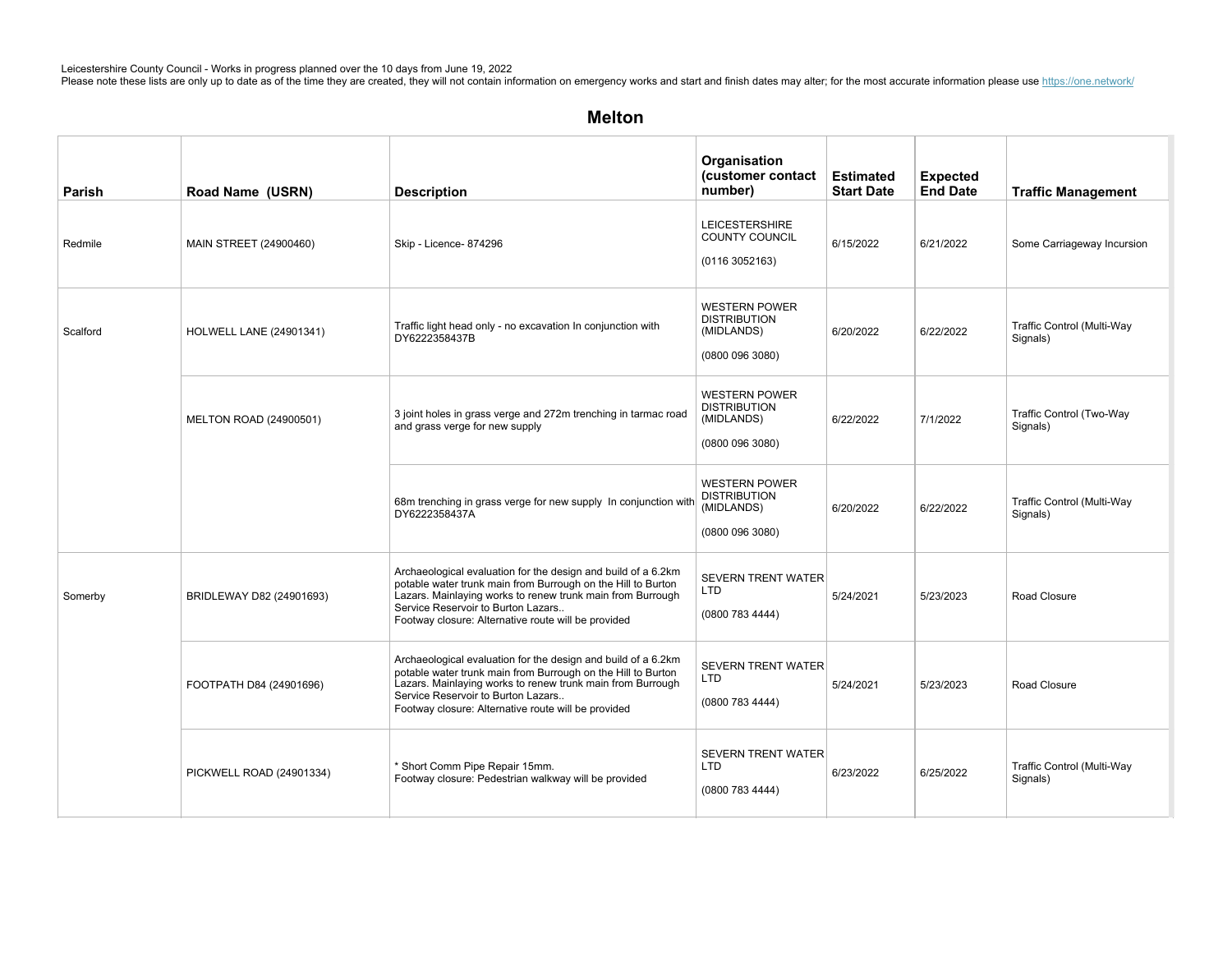Leicestershire County Council - Works in progress planned over the 10 days from June 19, 2022
Please note these lists are only up to date as of the time they are created, they will not contain information on emergency works and start and finish dates may alter; for the most accurate information please use https://one.network/

## Melton

| Parish | Road Name (USRN) | Description | Organisation (customer contact number) | Estimated Start Date | Expected End Date | Traffic Management |
|---|---|---|---|---|---|---|
| Redmile | MAIN STREET (24900460) | Skip - Licence- 874296 | LEICESTERSHIRE COUNTY COUNCIL (0116 3052163) | 6/15/2022 | 6/21/2022 | Some Carriageway Incursion |
| Scalford | HOLWELL LANE (24901341) | Traffic light head only - no excavation In conjunction with DY6222358437B | WESTERN POWER DISTRIBUTION (MIDLANDS) (0800 096 3080) | 6/20/2022 | 6/22/2022 | Traffic Control (Multi-Way Signals) |
| | MELTON ROAD (24900501) | 3 joint holes in grass verge and 272m trenching in tarmac road and grass verge for new supply | WESTERN POWER DISTRIBUTION (MIDLANDS) (0800 096 3080) | 6/22/2022 | 7/1/2022 | Traffic Control (Two-Way Signals) |
| | | 68m trenching in grass verge for new supply In conjunction with DY6222358437A | WESTERN POWER DISTRIBUTION (MIDLANDS) (0800 096 3080) | 6/20/2022 | 6/22/2022 | Traffic Control (Multi-Way Signals) |
| Somerby | BRIDLEWAY D82 (24901693) | Archaeological evaluation for the design and build of a 6.2km potable water trunk main from Burrough on the Hill to Burton Lazars. Mainlaying works to renew trunk main from Burrough Service Reservoir to Burton Lazars.. Footway closure: Alternative route will be provided | SEVERN TRENT WATER LTD (0800 783 4444) | 5/24/2021 | 5/23/2023 | Road Closure |
| | FOOTPATH D84 (24901696) | Archaeological evaluation for the design and build of a 6.2km potable water trunk main from Burrough on the Hill to Burton Lazars. Mainlaying works to renew trunk main from Burrough Service Reservoir to Burton Lazars.. Footway closure: Alternative route will be provided | SEVERN TRENT WATER LTD (0800 783 4444) | 5/24/2021 | 5/23/2023 | Road Closure |
| | PICKWELL ROAD (24901334) | * Short Comm Pipe Repair 15mm. Footway closure: Pedestrian walkway will be provided | SEVERN TRENT WATER LTD (0800 783 4444) | 6/23/2022 | 6/25/2022 | Traffic Control (Multi-Way Signals) |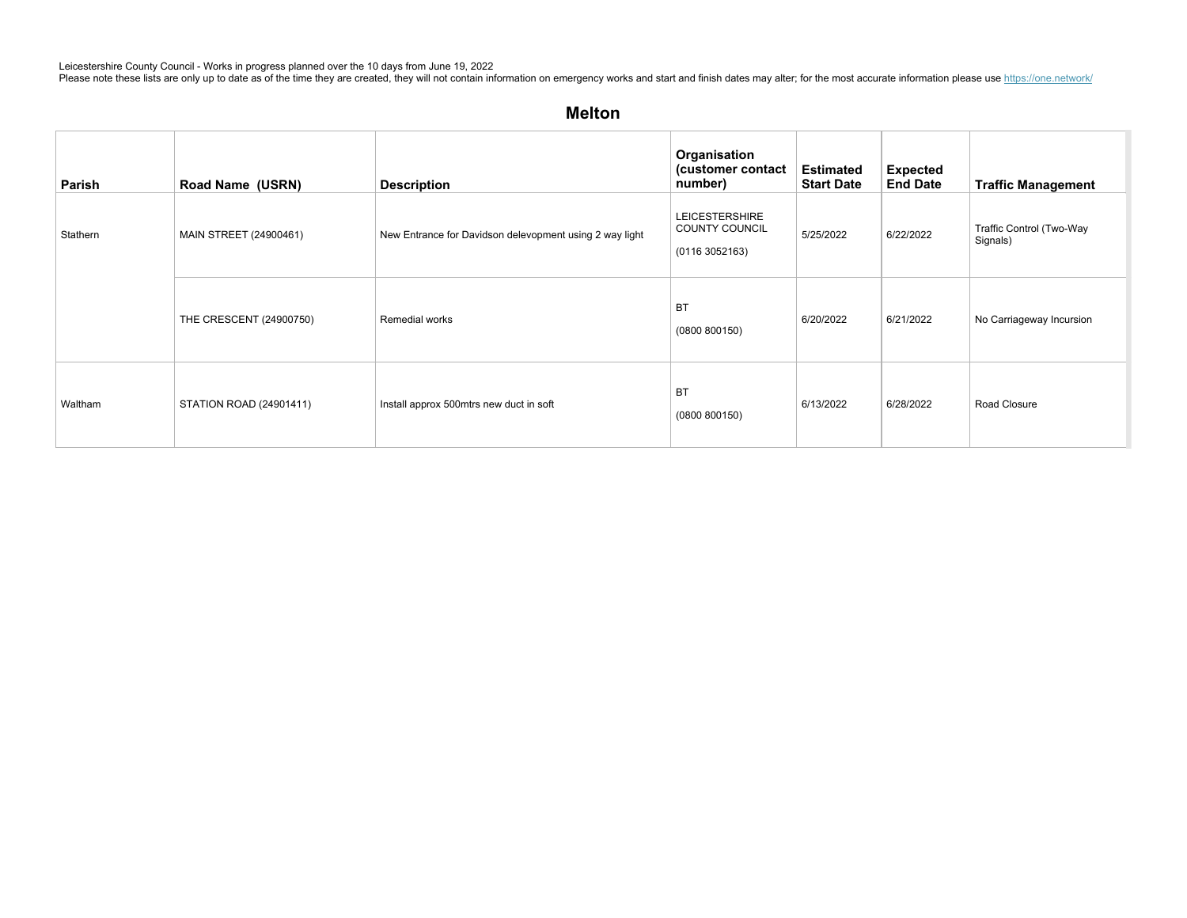Leicestershire County Council - Works in progress planned over the 10 days from June 19, 2022
Please note these lists are only up to date as of the time they are created, they will not contain information on emergency works and start and finish dates may alter; for the most accurate information please use https://one.network/

## Melton

| Parish | Road Name (USRN) | Description | Organisation (customer contact number) | Estimated Start Date | Expected End Date | Traffic Management |
|---|---|---|---|---|---|---|
| Stathern | MAIN STREET (24900461) | New Entrance for Davidson delevopment using 2 way light | LEICESTERSHIRE COUNTY COUNCIL (0116 3052163) | 5/25/2022 | 6/22/2022 | Traffic Control (Two-Way Signals) |
| | THE CRESCENT (24900750) | Remedial works | BT (0800 800150) | 6/20/2022 | 6/21/2022 | No Carriageway Incursion |
| Waltham | STATION ROAD (24901411) | Install approx 500mtrs new duct in soft | BT (0800 800150) | 6/13/2022 | 6/28/2022 | Road Closure |